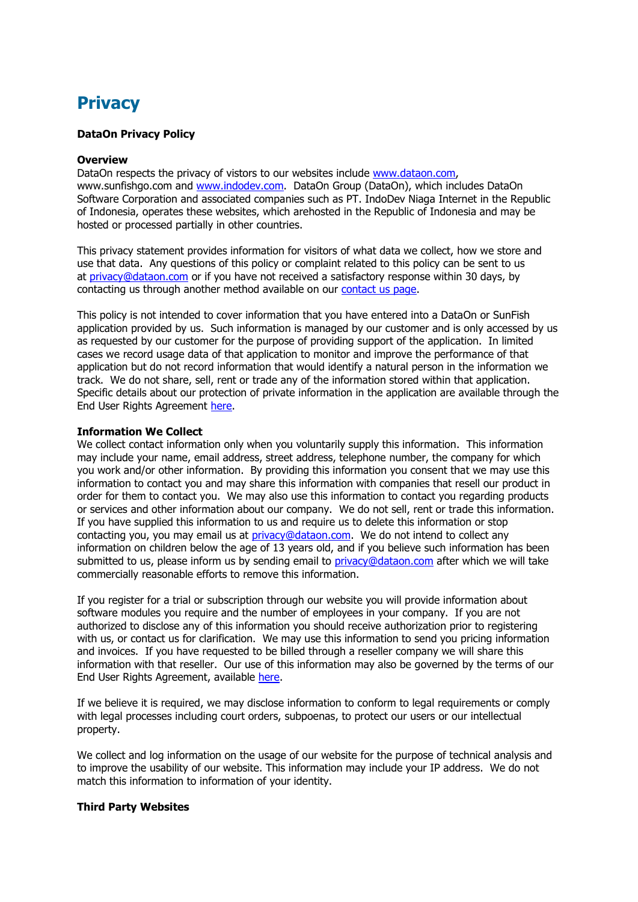# Privacy

**DataOn Privacy Policy**

**Overview**

DataOn respects the privacy of vistors to our websites include www.dataon.com, www.sunfishgo.com and www.indodev.com. DataOn Group (DataOn), which includes DataOn Software Corporation and associated companies such as PT. IndoDev Niaga Internet in the Republic of Indonesia, operates these websites, which arehosted in the Republic of Indonesia and may be hosted or processed partially in other countries.

This privacy statement provides information for visitors of what data we collect, how we store and use that data. Any questions of this policy or complaint related to this policy can be sent to us at privacy@dataon.com or if you have not received a satisfactory response within 30 days, by contacting us through another method available on our contact us page.

This policy is not intended to cover information that you have entered into a DataOn or SunFish application provided by us. Such information is managed by our customer and is only accessed by us as requested by our customer for the purpose of providing support of the application. In limited cases we record usage data of that application to monitor and improve the performance of that application but do not record information that would identify a natural person in the information we track. We do not share, sell, rent or trade any of the information stored within that application. Specific details about our protection of private information in the application are available through the End User Rights Agreement here.

**Information We Collect**

We collect contact information only when you voluntarily supply this information. This information may include your name, email address, street address, telephone number, the company for which you work and/or other information. By providing this information you consent that we may use this information to contact you and may share this information with companies that resell our product in order for them to contact you. We may also use this information to contact you regarding products or services and other information about our company. We do not sell, rent or trade this information. If you have supplied this information to us and require us to delete this information or stop contacting you, you may email us at privacy@dataon.com. We do not intend to collect any information on children below the age of 13 years old, and if you believe such information has been submitted to us, please inform us by sending email to privacy@dataon.com after which we will take commercially reasonable efforts to remove this information.

If you register for a trial or subscription through our website you will provide information about software modules you require and the number of employees in your company. If you are not authorized to disclose any of this information you should receive authorization prior to registering with us, or contact us for clarification. We may use this information to send you pricing information and invoices. If you have requested to be billed through a reseller company we will share this information with that reseller. Our use of this information may also be governed by the terms of our End User Rights Agreement, available here.

If we believe it is required, we may disclose information to conform to legal requirements or comply with legal processes including court orders, subpoenas, to protect our users or our intellectual property.

We collect and log information on the usage of our website for the purpose of technical analysis and to improve the usability of our website. This information may include your IP address. We do not match this information to information of your identity.

**Third Party Websites**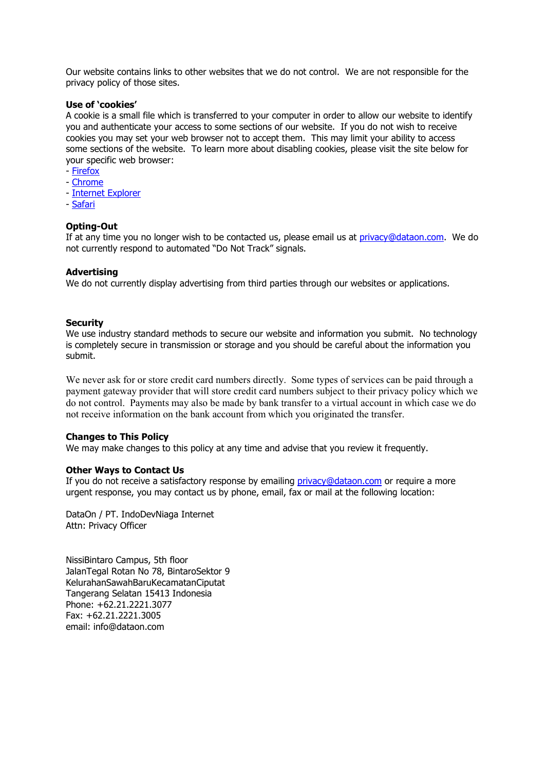Our website contains links to other websites that we do not control. We are not responsible for the privacy policy of those sites.

**Use of 'cookies'**
A cookie is a small file which is transferred to your computer in order to allow our website to identify you and authenticate your access to some sections of our website. If you do not wish to receive cookies you may set your web browser not to accept them. This may limit your ability to access some sections of the website. To learn more about disabling cookies, please visit the site below for your specific web browser:

- Firefox
- Chrome
- Internet Explorer
- Safari

**Opting-Out**
If at any time you no longer wish to be contacted us, please email us at privacy@dataon.com. We do not currently respond to automated "Do Not Track" signals.

**Advertising**
We do not currently display advertising from third parties through our websites or applications.

**Security**
We use industry standard methods to secure our website and information you submit. No technology is completely secure in transmission or storage and you should be careful about the information you submit.

We never ask for or store credit card numbers directly. Some types of services can be paid through a payment gateway provider that will store credit card numbers subject to their privacy policy which we do not control. Payments may also be made by bank transfer to a virtual account in which case we do not receive information on the bank account from which you originated the transfer.

**Changes to This Policy**
We may make changes to this policy at any time and advise that you review it frequently.

**Other Ways to Contact Us**
If you do not receive a satisfactory response by emailing privacy@dataon.com or require a more urgent response, you may contact us by phone, email, fax or mail at the following location:

DataOn / PT. IndoDevNiaga Internet
Attn: Privacy Officer

NissiBintaro Campus, 5th floor
JalanTegal Rotan No 78, BintaroSektor 9
KelurahanSawahBaruKecamatanCiputat
Tangerang Selatan 15413 Indonesia
Phone: +62.21.2221.3077
Fax: +62.21.2221.3005
email: info@dataon.com